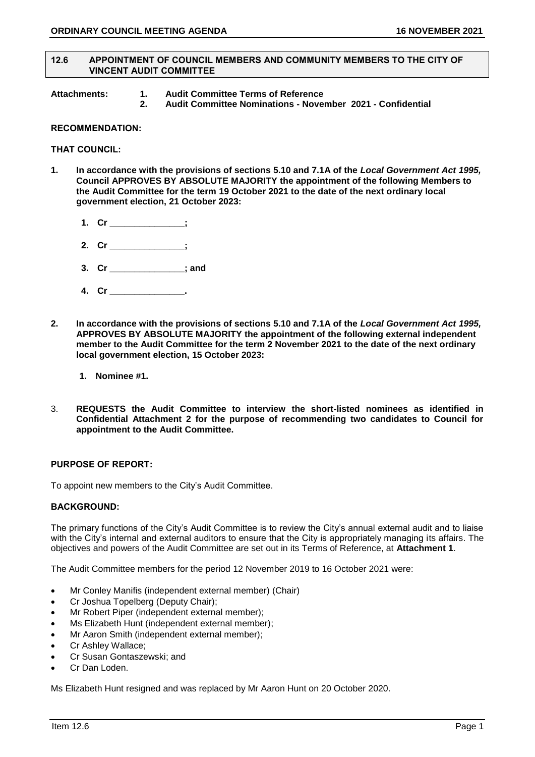## 12.6 APPOINTMENT OF COUNCIL MEMBERS AND COMMUNITY MEMBERS TO THE CITY OF VINCENT AUDIT COMMITTEE

**Attachments:**
1. **Audit Committee Terms of Reference**
2. **Audit Committee Nominations - November 2021 - Confidential**

**RECOMMENDATION:**

**THAT COUNCIL:**

1. **In accordance with the provisions of sections 5.10 and 7.1A of the *Local Government Act 1995,* Council APPROVES BY ABSOLUTE MAJORITY the appointment of the following Members to the Audit Committee for the term 19 October 2021 to the date of the next ordinary local government election, 21 October 2023:**

   1. **Cr _______________;**
   2. **Cr _______________;**
   3. **Cr _______________; and**
   4. **Cr _______________.**

2. **In accordance with the provisions of sections 5.10 and 7.1A of the *Local Government Act 1995,* APPROVES BY ABSOLUTE MAJORITY the appointment of the following external independent member to the Audit Committee for the term 2 November 2021 to the date of the next ordinary local government election, 15 October 2023:**

   1. **Nominee #1.**

3. **REQUESTS the Audit Committee to interview the short-listed nominees as identified in Confidential Attachment 2 for the purpose of recommending two candidates to Council for appointment to the Audit Committee.**

**PURPOSE OF REPORT:**

To appoint new members to the City's Audit Committee.

**BACKGROUND:**

The primary functions of the City's Audit Committee is to review the City's annual external audit and to liaise with the City's internal and external auditors to ensure that the City is appropriately managing its affairs. The objectives and powers of the Audit Committee are set out in its Terms of Reference, at **Attachment 1**.

The Audit Committee members for the period 12 November 2019 to 16 October 2021 were:

- Mr Conley Manifis (independent external member) (Chair)
- Cr Joshua Topelberg (Deputy Chair);
- Mr Robert Piper (independent external member);
- Ms Elizabeth Hunt (independent external member);
- Mr Aaron Smith (independent external member);
- Cr Ashley Wallace;
- Cr Susan Gontaszewski; and
- Cr Dan Loden.

Ms Elizabeth Hunt resigned and was replaced by Mr Aaron Hunt on 20 October 2020.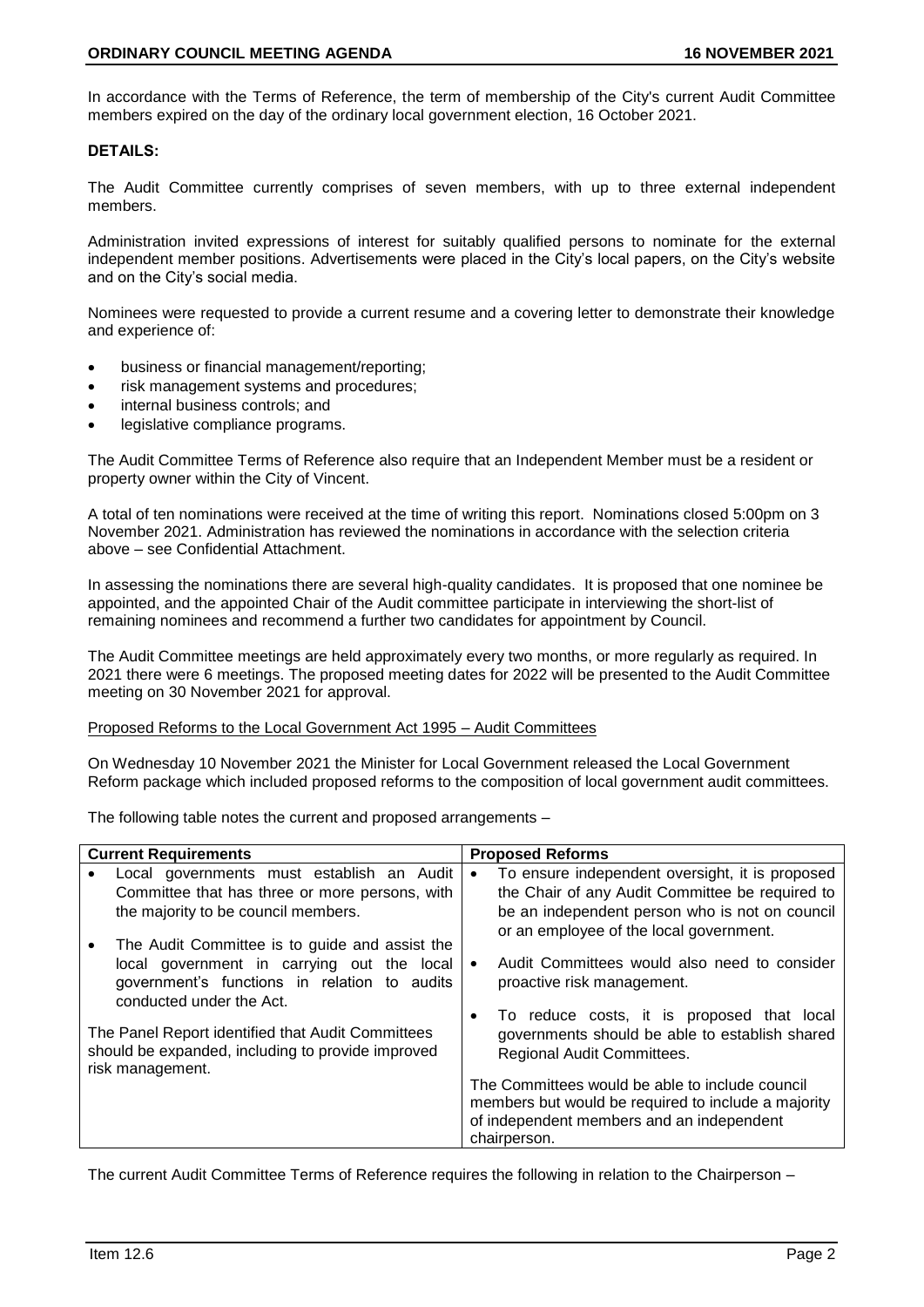In accordance with the Terms of Reference, the term of membership of the City's current Audit Committee members expired on the day of the ordinary local government election, 16 October 2021.

**DETAILS:**

The Audit Committee currently comprises of seven members, with up to three external independent members.

Administration invited expressions of interest for suitably qualified persons to nominate for the external independent member positions. Advertisements were placed in the City's local papers, on the City's website and on the City's social media.

Nominees were requested to provide a current resume and a covering letter to demonstrate their knowledge and experience of:

- business or financial management/reporting;
- risk management systems and procedures;
- internal business controls; and
- legislative compliance programs.

The Audit Committee Terms of Reference also require that an Independent Member must be a resident or property owner within the City of Vincent.

A total of ten nominations were received at the time of writing this report. Nominations closed 5:00pm on 3 November 2021. Administration has reviewed the nominations in accordance with the selection criteria above – see Confidential Attachment.

In assessing the nominations there are several high-quality candidates. It is proposed that one nominee be appointed, and the appointed Chair of the Audit committee participate in interviewing the short-list of remaining nominees and recommend a further two candidates for appointment by Council.

The Audit Committee meetings are held approximately every two months, or more regularly as required. In 2021 there were 6 meetings. The proposed meeting dates for 2022 will be presented to the Audit Committee meeting on 30 November 2021 for approval.

Proposed Reforms to the Local Government Act 1995 – Audit Committees

On Wednesday 10 November 2021 the Minister for Local Government released the Local Government Reform package which included proposed reforms to the composition of local government audit committees.

The following table notes the current and proposed arrangements –

| Current Requirements | Proposed Reforms |
|---|---|
| • Local governments must establish an Audit Committee that has three or more persons, with the majority to be council members.<br><br>• The Audit Committee is to guide and assist the local government in carrying out the local government's functions in relation to audits conducted under the Act.<br><br>The Panel Report identified that Audit Committees should be expanded, including to provide improved risk management. | • To ensure independent oversight, it is proposed the Chair of any Audit Committee be required to be an independent person who is not on council or an employee of the local government.<br><br>• Audit Committees would also need to consider proactive risk management.<br><br>• To reduce costs, it is proposed that local governments should be able to establish shared Regional Audit Committees.<br><br>The Committees would be able to include council members but would be required to include a majority of independent members and an independent chairperson. |

The current Audit Committee Terms of Reference requires the following in relation to the Chairperson –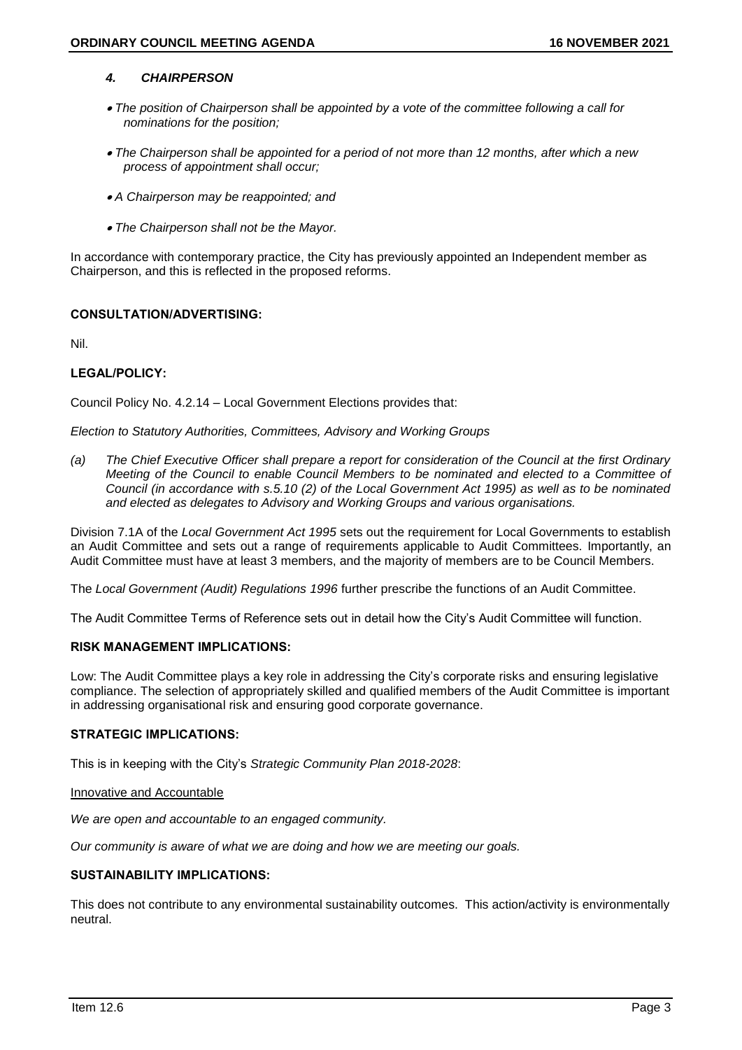### *4. CHAIRPERSON*

- *The position of Chairperson shall be appointed by a vote of the committee following a call for nominations for the position;*
- *The Chairperson shall be appointed for a period of not more than 12 months, after which a new process of appointment shall occur;*
- *A Chairperson may be reappointed; and*
- *The Chairperson shall not be the Mayor.*

In accordance with contemporary practice, the City has previously appointed an Independent member as Chairperson, and this is reflected in the proposed reforms.

## CONSULTATION/ADVERTISING:

Nil.

## LEGAL/POLICY:

Council Policy No. 4.2.14 – Local Government Elections provides that:

*Election to Statutory Authorities, Committees, Advisory and Working Groups*

*(a) The Chief Executive Officer shall prepare a report for consideration of the Council at the first Ordinary Meeting of the Council to enable Council Members to be nominated and elected to a Committee of Council (in accordance with s.5.10 (2) of the Local Government Act 1995) as well as to be nominated and elected as delegates to Advisory and Working Groups and various organisations.*

Division 7.1A of the *Local Government Act 1995* sets out the requirement for Local Governments to establish an Audit Committee and sets out a range of requirements applicable to Audit Committees. Importantly, an Audit Committee must have at least 3 members, and the majority of members are to be Council Members.

The *Local Government (Audit) Regulations 1996* further prescribe the functions of an Audit Committee.

The Audit Committee Terms of Reference sets out in detail how the City's Audit Committee will function.

## RISK MANAGEMENT IMPLICATIONS:

Low: The Audit Committee plays a key role in addressing the City's corporate risks and ensuring legislative compliance. The selection of appropriately skilled and qualified members of the Audit Committee is important in addressing organisational risk and ensuring good corporate governance.

## STRATEGIC IMPLICATIONS:

This is in keeping with the City's *Strategic Community Plan 2018-2028*:

Innovative and Accountable

*We are open and accountable to an engaged community.*

*Our community is aware of what we are doing and how we are meeting our goals.*

## SUSTAINABILITY IMPLICATIONS:

This does not contribute to any environmental sustainability outcomes. This action/activity is environmentally neutral.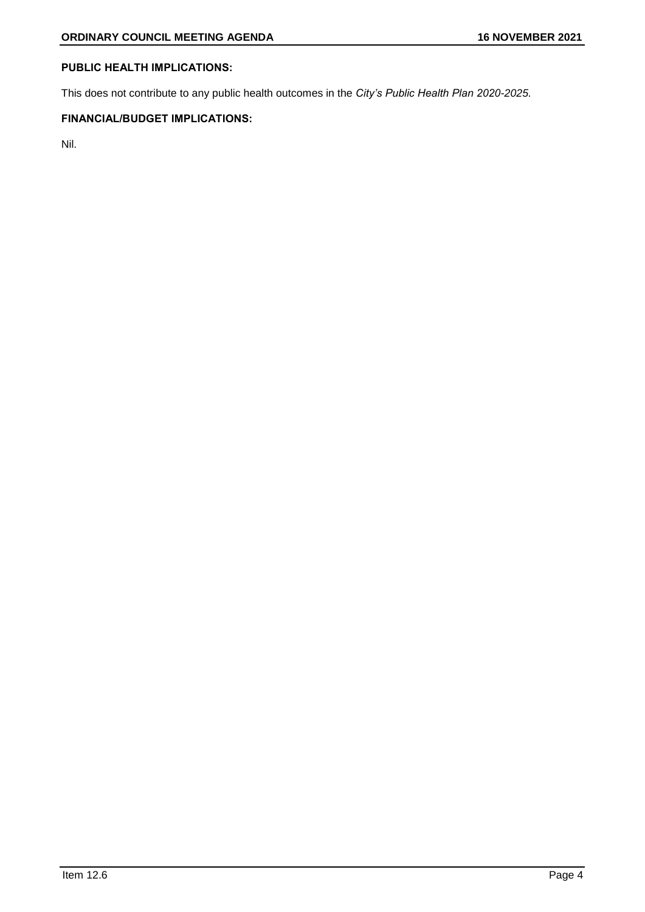**PUBLIC HEALTH IMPLICATIONS:**

This does not contribute to any public health outcomes in the *City's Public Health Plan 2020-2025.*

**FINANCIAL/BUDGET IMPLICATIONS:**

Nil.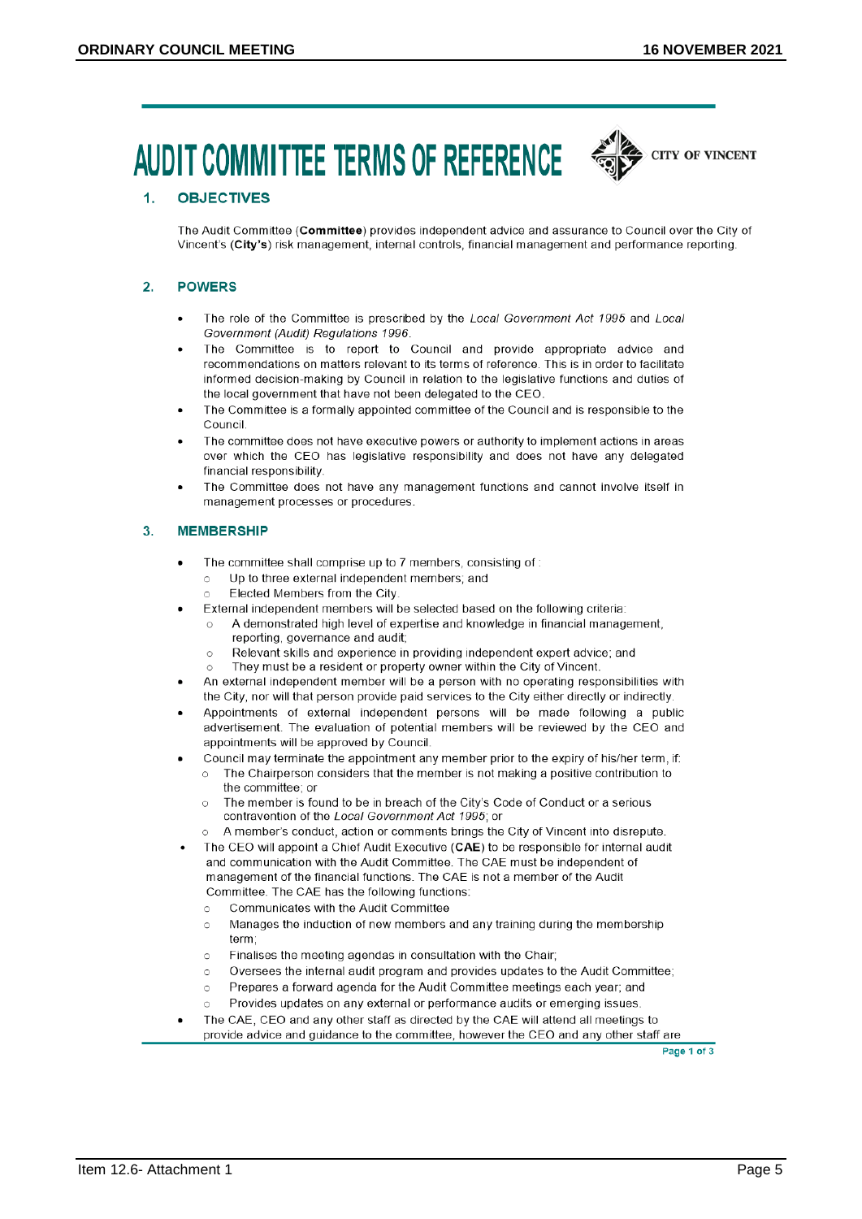# AUDIT COMMITTEE TERMS OF REFERENCE

CITY OF VINCENT

## 1. OBJECTIVES

The Audit Committee (**Committee**) provides independent advice and assurance to Council over the City of Vincent's (**City's**) risk management, internal controls, financial management and performance reporting.

## 2. POWERS

- The role of the Committee is prescribed by the *Local Government Act 1995* and *Local Government (Audit) Regulations 1996*.
- The Committee is to report to Council and provide appropriate advice and recommendations on matters relevant to its terms of reference. This is in order to facilitate informed decision-making by Council in relation to the legislative functions and duties of the local government that have not been delegated to the CEO.
- The Committee is a formally appointed committee of the Council and is responsible to the Council.
- The committee does not have executive powers or authority to implement actions in areas over which the CEO has legislative responsibility and does not have any delegated financial responsibility.
- The Committee does not have any management functions and cannot involve itself in management processes or procedures.

## 3. MEMBERSHIP

- The committee shall comprise up to 7 members, consisting of :
  - Up to three external independent members; and
  - Elected Members from the City.
- External independent members will be selected based on the following criteria:
  - A demonstrated high level of expertise and knowledge in financial management, reporting, governance and audit;
  - Relevant skills and experience in providing independent expert advice; and
  - They must be a resident or property owner within the City of Vincent.
- An external independent member will be a person with no operating responsibilities with the City, nor will that person provide paid services to the City either directly or indirectly.
- Appointments of external independent persons will be made following a public advertisement. The evaluation of potential members will be reviewed by the CEO and appointments will be approved by Council.
- Council may terminate the appointment any member prior to the expiry of his/her term, if:
  - The Chairperson considers that the member is not making a positive contribution to the committee; or
  - The member is found to be in breach of the City's Code of Conduct or a serious contravention of the *Local Government Act 1995*; or
  - A member's conduct, action or comments brings the City of Vincent into disrepute.
- The CEO will appoint a Chief Audit Executive (**CAE**) to be responsible for internal audit and communication with the Audit Committee. The CAE must be independent of management of the financial functions. The CAE is not a member of the Audit Committee. The CAE has the following functions:
  - Communicates with the Audit Committee
  - Manages the induction of new members and any training during the membership term;
  - Finalises the meeting agendas in consultation with the Chair;
  - Oversees the internal audit program and provides updates to the Audit Committee;
  - Prepares a forward agenda for the Audit Committee meetings each year; and
  - Provides updates on any external or performance audits or emerging issues.
- The CAE, CEO and any other staff as directed by the CAE will attend all meetings to provide advice and guidance to the committee, however the CEO and any other staff are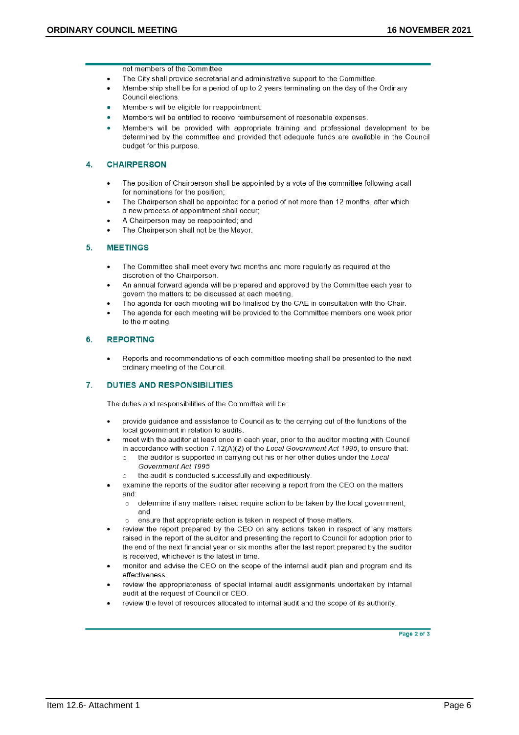not members of the Committee

- The City shall provide secretarial and administrative support to the Committee.
- Membership shall be for a period of up to 2 years terminating on the day of the Ordinary Council elections.
- Members will be eligible for reappointment.
- Members will be entitled to receive reimbursement of reasonable expenses.
- Members will be provided with appropriate training and professional development to be determined by the committee and provided that adequate funds are available in the Council budget for this purpose.

## 4. CHAIRPERSON

- The position of Chairperson shall be appointed by a vote of the committee following a call for nominations for the position;
- The Chairperson shall be appointed for a period of not more than 12 months, after which a new process of appointment shall occur;
- A Chairperson may be reappointed; and
- The Chairperson shall not be the Mayor.

## 5. MEETINGS

- The Committee shall meet every two months and more regularly as required at the discretion of the Chairperson.
- An annual forward agenda will be prepared and approved by the Committee each year to govern the matters to be discussed at each meeting.
- The agenda for each meeting will be finalised by the CAE in consultation with the Chair.
- The agenda for each meeting will be provided to the Committee members one week prior to the meeting.

## 6. REPORTING

- Reports and recommendations of each committee meeting shall be presented to the next ordinary meeting of the Council.

## 7. DUTIES AND RESPONSIBILITIES

The duties and responsibilities of the Committee will be:

- provide guidance and assistance to Council as to the carrying out of the functions of the local government in relation to audits.
- meet with the auditor at least once in each year, prior to the auditor meeting with Council in accordance with section 7.12(A)(2) of the *Local Government Act 1995*, to ensure that:
    - the auditor is supported in carrying out his or her other duties under the *Local Government Act 1995*
    - the audit is conducted successfully and expeditiously.
- examine the reports of the auditor after receiving a report from the CEO on the matters and:
    - determine if any matters raised require action to be taken by the local government; and
    - ensure that appropriate action is taken in respect of those matters.
- review the report prepared by the CEO on any actions taken in respect of any matters raised in the report of the auditor and presenting the report to Council for adoption prior to the end of the next financial year or six months after the last report prepared by the auditor is received, whichever is the latest in time.
- monitor and advise the CEO on the scope of the internal audit plan and program and its effectiveness.
- review the appropriateness of special internal audit assignments undertaken by internal audit at the request of Council or CEO.
- review the level of resources allocated to internal audit and the scope of its authority.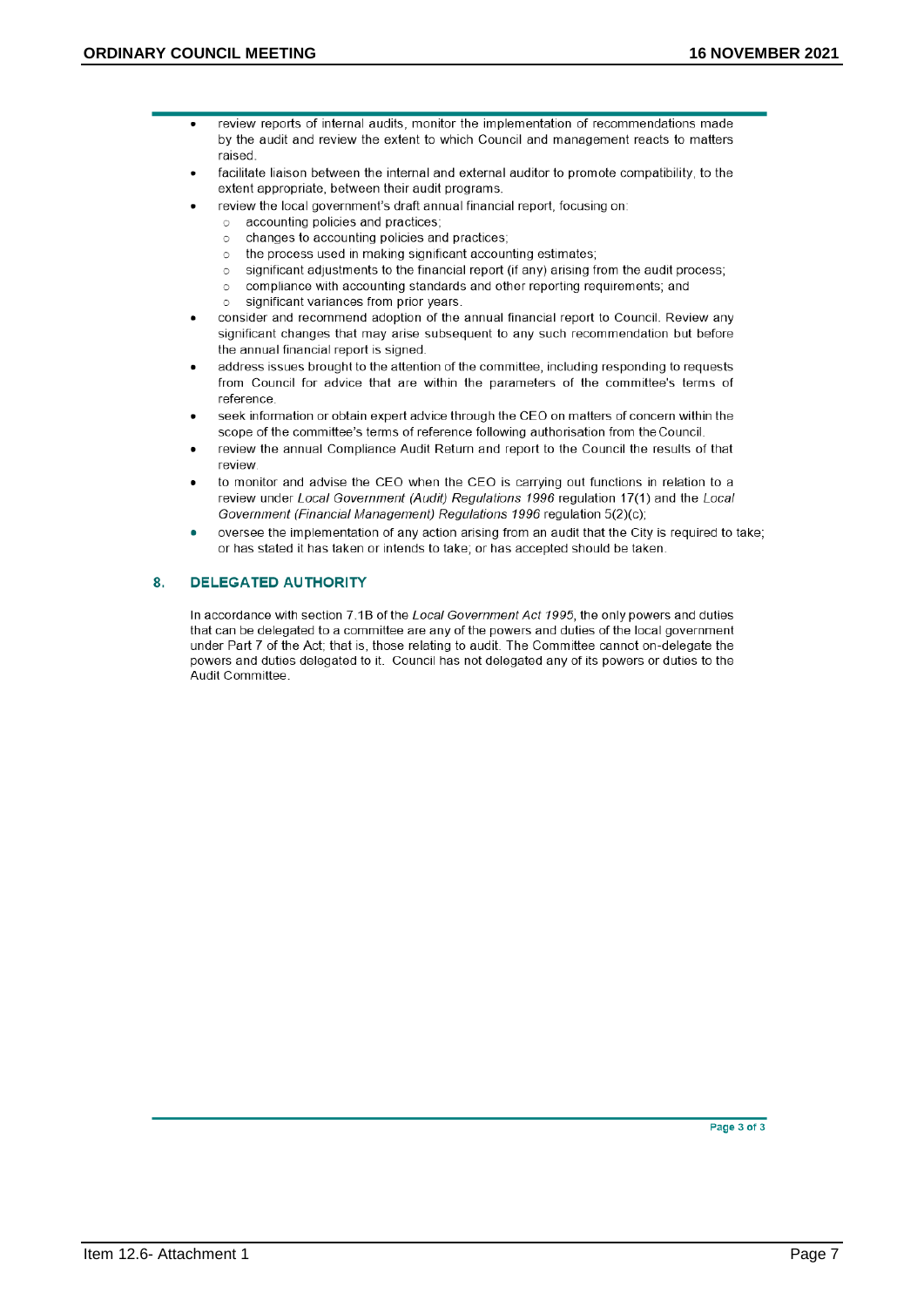- review reports of internal audits, monitor the implementation of recommendations made by the audit and review the extent to which Council and management reacts to matters raised.
- facilitate liaison between the internal and external auditor to promote compatibility, to the extent appropriate, between their audit programs.
- review the local government's draft annual financial report, focusing on:
  - accounting policies and practices;
  - changes to accounting policies and practices;
  - the process used in making significant accounting estimates;
  - significant adjustments to the financial report (if any) arising from the audit process;
  - compliance with accounting standards and other reporting requirements; and
  - significant variances from prior years.
- consider and recommend adoption of the annual financial report to Council. Review any significant changes that may arise subsequent to any such recommendation but before the annual financial report is signed.
- address issues brought to the attention of the committee, including responding to requests from Council for advice that are within the parameters of the committee's terms of reference.
- seek information or obtain expert advice through the CEO on matters of concern within the scope of the committee's terms of reference following authorisation from the Council.
- review the annual Compliance Audit Return and report to the Council the results of that review.
- to monitor and advise the CEO when the CEO is carrying out functions in relation to a review under *Local Government (Audit) Regulations 1996* regulation 17(1) and the *Local Government (Financial Management) Regulations 1996* regulation 5(2)(c);
- oversee the implementation of any action arising from an audit that the City is required to take; or has stated it has taken or intends to take; or has accepted should be taken.

## 8. DELEGATED AUTHORITY

In accordance with section 7.1B of the *Local Government Act 1995*, the only powers and duties that can be delegated to a committee are any of the powers and duties of the local government under Part 7 of the Act; that is, those relating to audit. The Committee cannot on-delegate the powers and duties delegated to it. Council has not delegated any of its powers or duties to the Audit Committee.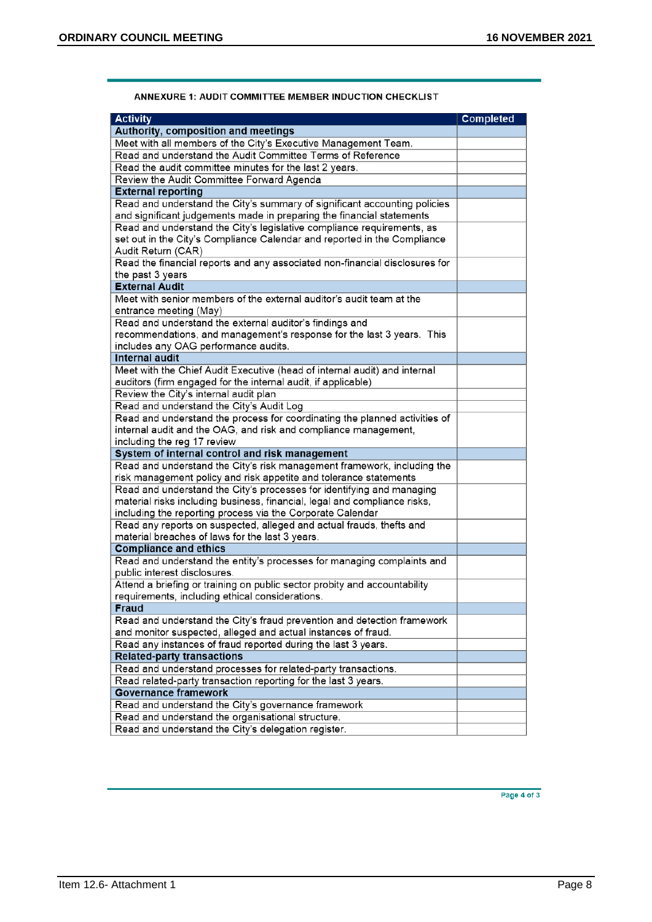ANNEXURE 1: AUDIT COMMITTEE MEMBER INDUCTION CHECKLIST

| Activity | Completed |
|---|---|
| **Authority, composition and meetings** | |
| Meet with all members of the City's Executive Management Team. | |
| Read and understand the Audit Committee Terms of Reference | |
| Read the audit committee minutes for the last 2 years. | |
| Review the Audit Committee Forward Agenda | |
| **External reporting** | |
| Read and understand the City's summary of significant accounting policies and significant judgements made in preparing the financial statements | |
| Read and understand the City's legislative compliance requirements, as set out in the City's Compliance Calendar and reported in the Compliance Audit Return (CAR) | |
| Read the financial reports and any associated non-financial disclosures for the past 3 years | |
| **External Audit** | |
| Meet with senior members of the external auditor's audit team at the entrance meeting (May) | |
| Read and understand the external auditor's findings and recommendations, and management's response for the last 3 years. This includes any OAG performance audits. | |
| **Internal audit** | |
| Meet with the Chief Audit Executive (head of internal audit) and internal auditors (firm engaged for the internal audit, if applicable) | |
| Review the City's internal audit plan | |
| Read and understand the City's Audit Log | |
| Read and understand the process for coordinating the planned activities of internal audit and the OAG, and risk and compliance management, including the reg 17 review | |
| **System of internal control and risk management** | |
| Read and understand the City's risk management framework, including the risk management policy and risk appetite and tolerance statements | |
| Read and understand the City's processes for identifying and managing material risks including business, financial, legal and compliance risks, including the reporting process via the Corporate Calendar | |
| Read any reports on suspected, alleged and actual frauds, thefts and material breaches of laws for the last 3 years. | |
| **Compliance and ethics** | |
| Read and understand the entity's processes for managing complaints and public interest disclosures. | |
| Attend a briefing or training on public sector probity and accountability requirements, including ethical considerations. | |
| **Fraud** | |
| Read and understand the City's fraud prevention and detection framework and monitor suspected, alleged and actual instances of fraud. | |
| Read any instances of fraud reported during the last 3 years. | |
| **Related-party transactions** | |
| Read and understand processes for related-party transactions. | |
| Read related-party transaction reporting for the last 3 years. | |
| **Governance framework** | |
| Read and understand the City's governance framework | |
| Read and understand the organisational structure. | |
| Read and understand the City's delegation register. | |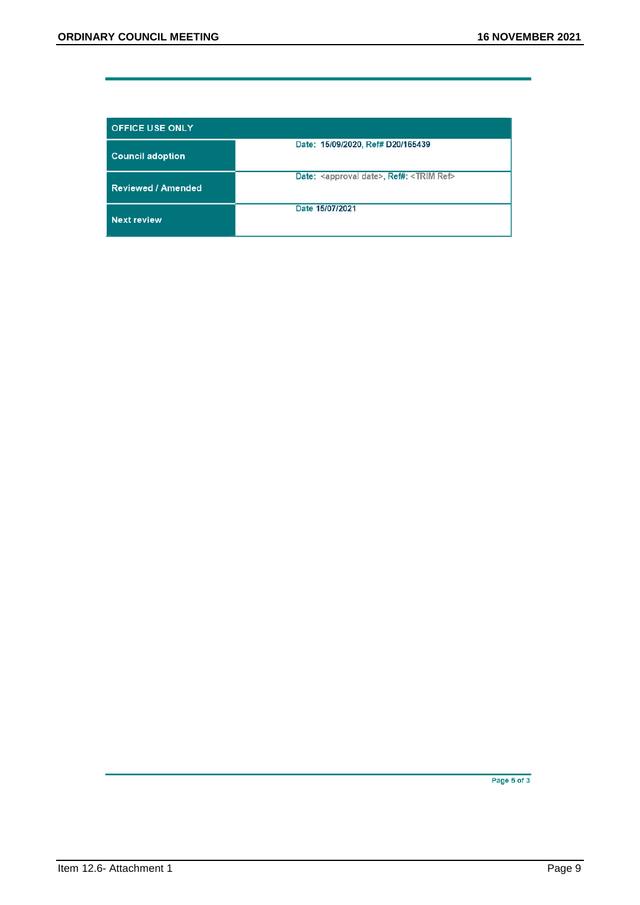| OFFICE USE ONLY | |
|---|---|
| Council adoption | Date: 15/09/2020, Ref# D20/165439 |
| Reviewed / Amended | Date: <approval date>, Ref#: <TRIM Ref> |
| Next review | Date 15/07/2021 |